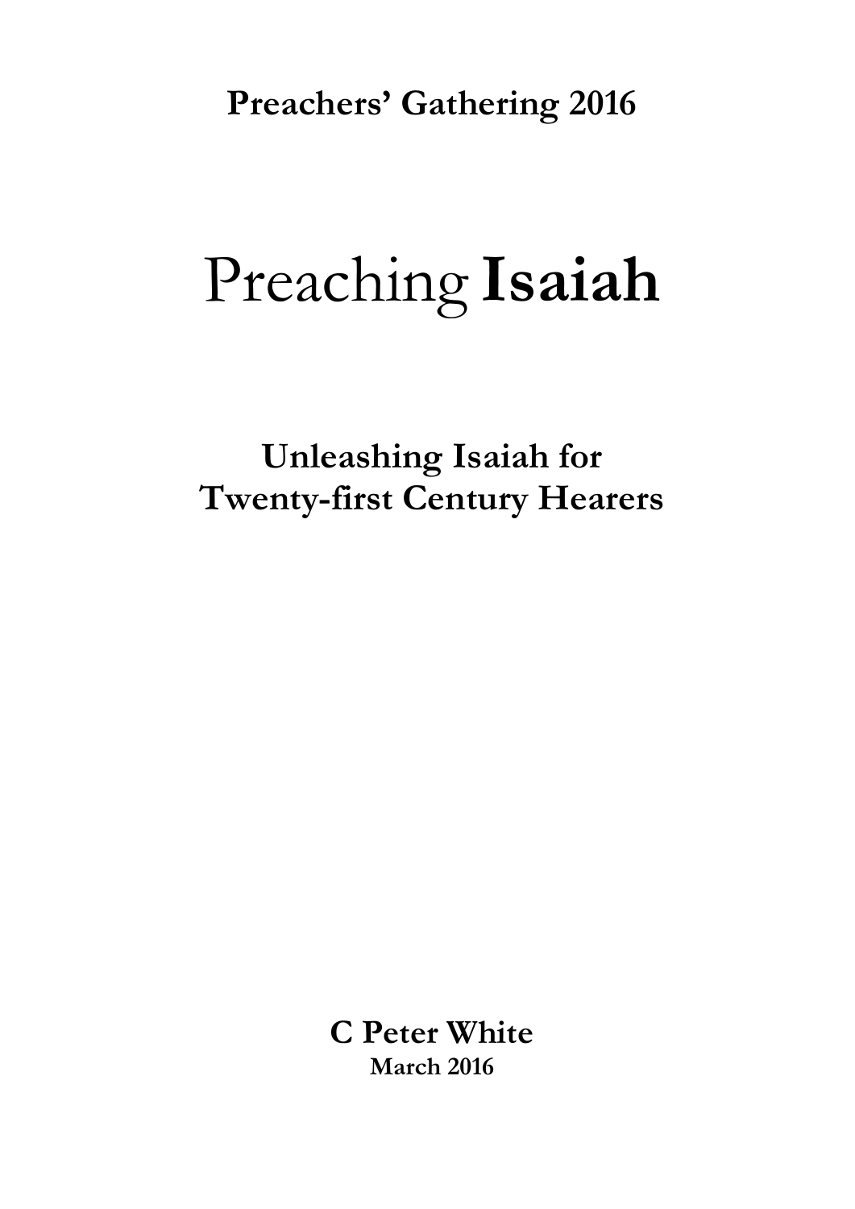**Preachers' Gathering 2016**

# Preaching **Isaiah**

## Unleashing Isaiah for Twenty-first Century Hearers

**C Peter White**
**March 2016**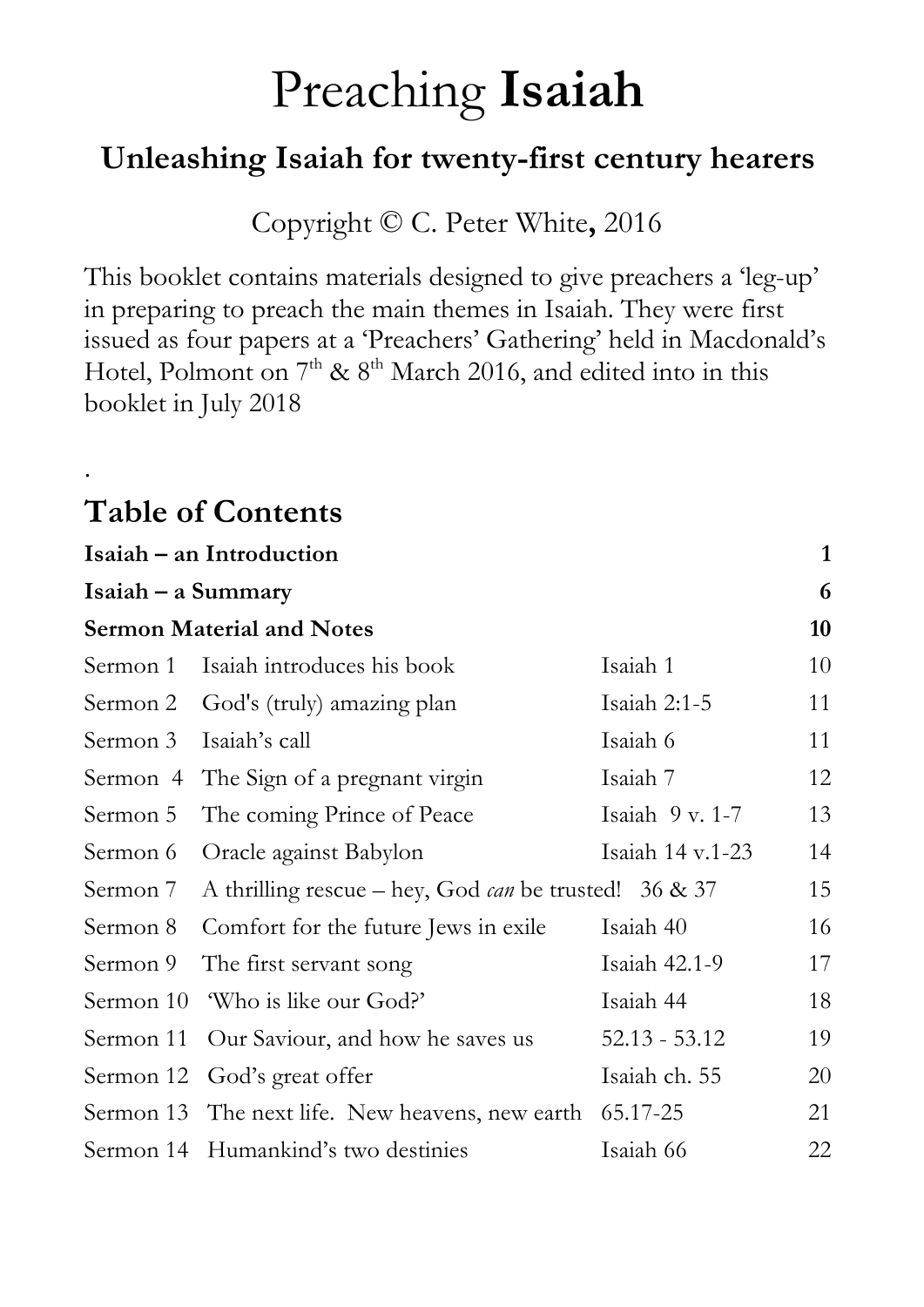# Preaching **Isaiah**

## Unleashing Isaiah for twenty-first century hearers

Copyright © C. Peter White**,** 2016

This booklet contains materials designed to give preachers a 'leg-up' in preparing to preach the main themes in Isaiah. They were first issued as four papers at a 'Preachers' Gathering' held in Macdonald's Hotel, Polmont on 7th & 8th March 2016, and edited into in this booklet in July 2018

.

## Table of Contents

| | | | |
|---|---|---|---|
| **Isaiah – an Introduction** | | | **1** |
| **Isaiah – a Summary** | | | **6** |
| **Sermon Material and Notes** | | | **10** |
| Sermon 1 | Isaiah introduces his book | Isaiah 1 | 10 |
| Sermon 2 | God's (truly) amazing plan | Isaiah 2:1-5 | 11 |
| Sermon 3 | Isaiah's call | Isaiah 6 | 11 |
| Sermon 4 | The Sign of a pregnant virgin | Isaiah 7 | 12 |
| Sermon 5 | The coming Prince of Peace | Isaiah 9 v. 1-7 | 13 |
| Sermon 6 | Oracle against Babylon | Isaiah 14 v.1-23 | 14 |
| Sermon 7 | A thrilling rescue – hey, God *can* be trusted! | 36 & 37 | 15 |
| Sermon 8 | Comfort for the future Jews in exile | Isaiah 40 | 16 |
| Sermon 9 | The first servant song | Isaiah 42.1-9 | 17 |
| Sermon 10 | 'Who is like our God?' | Isaiah 44 | 18 |
| Sermon 11 | Our Saviour, and how he saves us | 52.13 - 53.12 | 19 |
| Sermon 12 | God's great offer | Isaiah ch. 55 | 20 |
| Sermon 13 | The next life. New heavens, new earth | 65.17-25 | 21 |
| Sermon 14 | Humankind's two destinies | Isaiah 66 | 22 |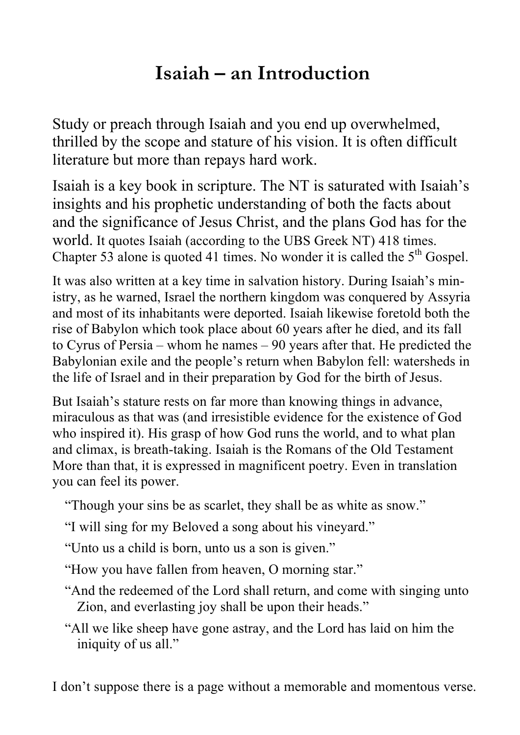# Isaiah – an Introduction

Study or preach through Isaiah and you end up overwhelmed, thrilled by the scope and stature of his vision. It is often difficult literature but more than repays hard work.

Isaiah is a key book in scripture. The NT is saturated with Isaiah's insights and his prophetic understanding of both the facts about and the significance of Jesus Christ, and the plans God has for the world. It quotes Isaiah (according to the UBS Greek NT) 418 times. Chapter 53 alone is quoted 41 times. No wonder it is called the 5th Gospel.

It was also written at a key time in salvation history. During Isaiah's ministry, as he warned, Israel the northern kingdom was conquered by Assyria and most of its inhabitants were deported. Isaiah likewise foretold both the rise of Babylon which took place about 60 years after he died, and its fall to Cyrus of Persia – whom he names – 90 years after that. He predicted the Babylonian exile and the people's return when Babylon fell: watersheds in the life of Israel and in their preparation by God for the birth of Jesus.

But Isaiah's stature rests on far more than knowing things in advance, miraculous as that was (and irresistible evidence for the existence of God who inspired it). His grasp of how God runs the world, and to what plan and climax, is breath-taking. Isaiah is the Romans of the Old Testament More than that, it is expressed in magnificent poetry. Even in translation you can feel its power.

"Though your sins be as scarlet, they shall be as white as snow."

"I will sing for my Beloved a song about his vineyard."

"Unto us a child is born, unto us a son is given."

"How you have fallen from heaven, O morning star."

"And the redeemed of the Lord shall return, and come with singing unto Zion, and everlasting joy shall be upon their heads."

"All we like sheep have gone astray, and the Lord has laid on him the iniquity of us all."

I don't suppose there is a page without a memorable and momentous verse.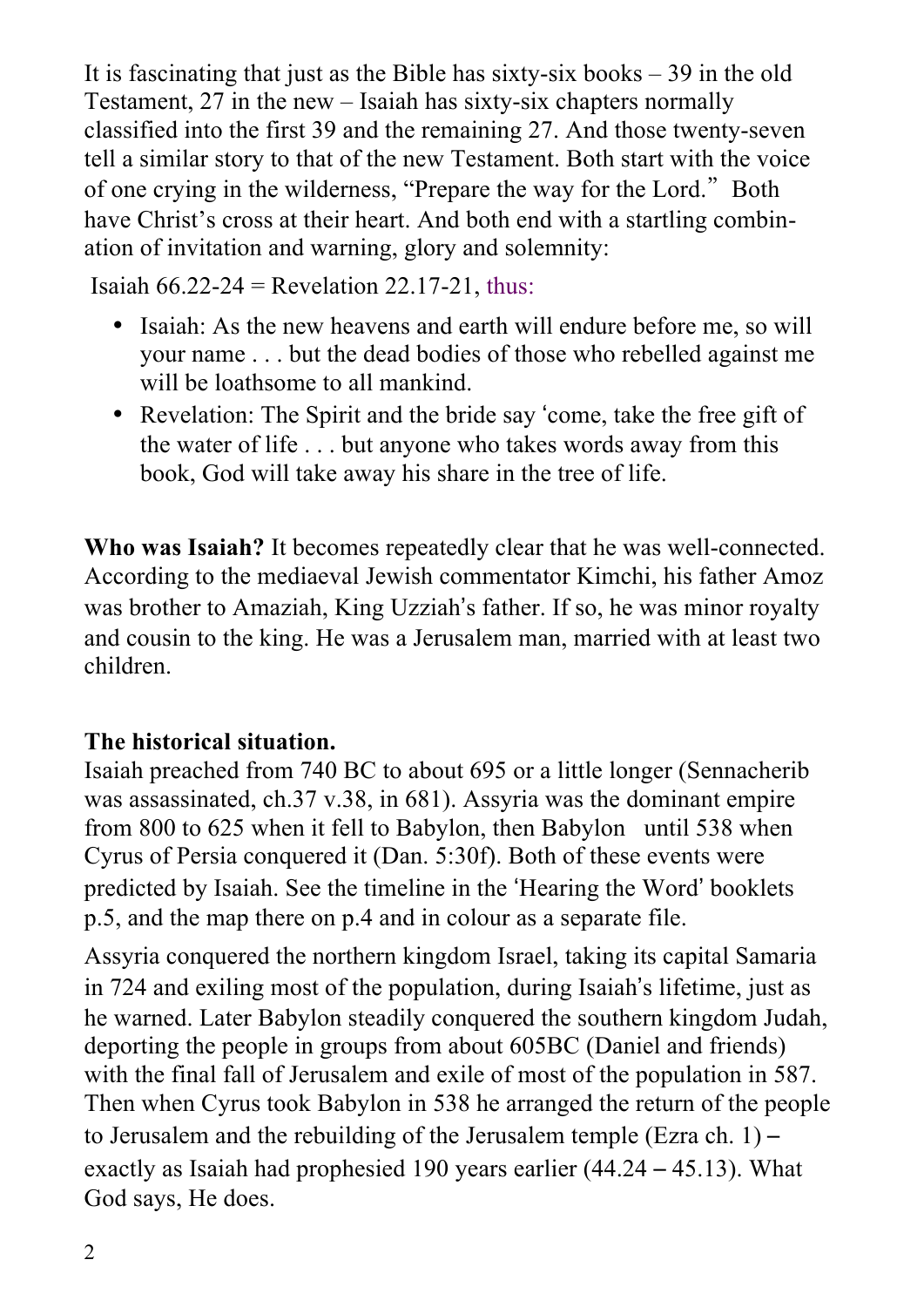It is fascinating that just as the Bible has sixty-six books – 39 in the old Testament, 27 in the new – Isaiah has sixty-six chapters normally classified into the first 39 and the remaining 27. And those twenty-seven tell a similar story to that of the new Testament. Both start with the voice of one crying in the wilderness, "Prepare the way for the Lord." Both have Christ's cross at their heart. And both end with a startling combination of invitation and warning, glory and solemnity:

Isaiah 66.22-24 = Revelation 22.17-21, thus:

- Isaiah: As the new heavens and earth will endure before me, so will your name . . . but the dead bodies of those who rebelled against me will be loathsome to all mankind.
- Revelation: The Spirit and the bride say 'come, take the free gift of the water of life . . . but anyone who takes words away from this book, God will take away his share in the tree of life.

**Who was Isaiah?** It becomes repeatedly clear that he was well-connected. According to the mediaeval Jewish commentator Kimchi, his father Amoz was brother to Amaziah, King Uzziah's father. If so, he was minor royalty and cousin to the king. He was a Jerusalem man, married with at least two children.

**The historical situation.**

Isaiah preached from 740 BC to about 695 or a little longer (Sennacherib was assassinated, ch.37 v.38, in 681). Assyria was the dominant empire from 800 to 625 when it fell to Babylon, then Babylon until 538 when Cyrus of Persia conquered it (Dan. 5:30f). Both of these events were predicted by Isaiah. See the timeline in the 'Hearing the Word' booklets p.5, and the map there on p.4 and in colour as a separate file.

Assyria conquered the northern kingdom Israel, taking its capital Samaria in 724 and exiling most of the population, during Isaiah's lifetime, just as he warned. Later Babylon steadily conquered the southern kingdom Judah, deporting the people in groups from about 605BC (Daniel and friends) with the final fall of Jerusalem and exile of most of the population in 587. Then when Cyrus took Babylon in 538 he arranged the return of the people to Jerusalem and the rebuilding of the Jerusalem temple (Ezra ch. 1) – exactly as Isaiah had prophesied 190 years earlier (44.24 – 45.13). What God says, He does.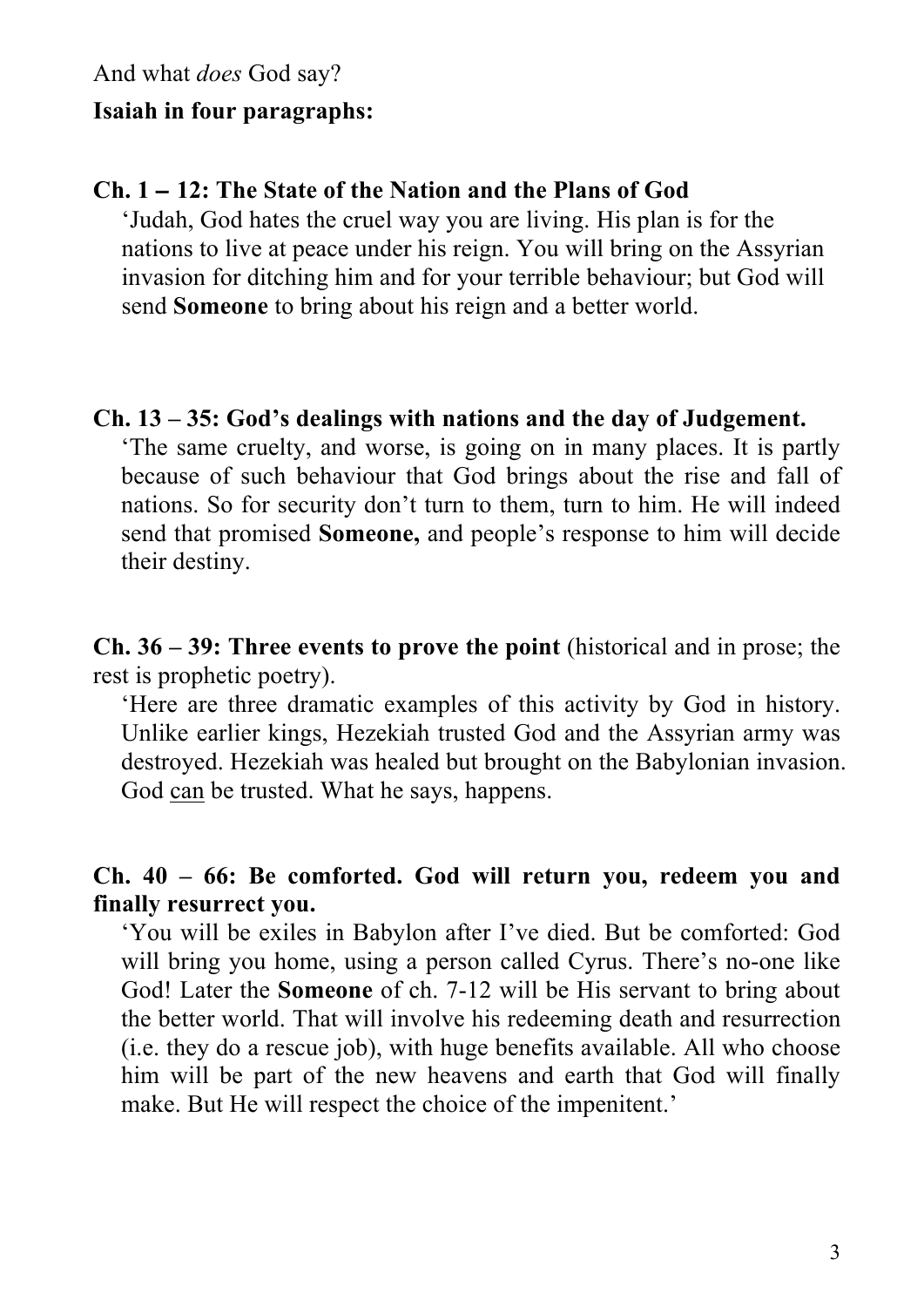And what *does* God say?

**Isaiah in four paragraphs:**

**Ch. 1 – 12: The State of the Nation and the Plans of God**

'Judah, God hates the cruel way you are living. His plan is for the nations to live at peace under his reign. You will bring on the Assyrian invasion for ditching him and for your terrible behaviour; but God will send **Someone** to bring about his reign and a better world.

**Ch. 13 – 35: God's dealings with nations and the day of Judgement.**

'The same cruelty, and worse, is going on in many places. It is partly because of such behaviour that God brings about the rise and fall of nations. So for security don't turn to them, turn to him. He will indeed send that promised **Someone,** and people's response to him will decide their destiny.

**Ch. 36 – 39: Three events to prove the point** (historical and in prose; the rest is prophetic poetry).

'Here are three dramatic examples of this activity by God in history. Unlike earlier kings, Hezekiah trusted God and the Assyrian army was destroyed. Hezekiah was healed but brought on the Babylonian invasion. God <u>can</u> be trusted. What he says, happens.

**Ch. 40 – 66: Be comforted. God will return you, redeem you and finally resurrect you.**

'You will be exiles in Babylon after I've died. But be comforted: God will bring you home, using a person called Cyrus. There's no-one like God! Later the **Someone** of ch. 7-12 will be His servant to bring about the better world. That will involve his redeeming death and resurrection (i.e. they do a rescue job), with huge benefits available. All who choose him will be part of the new heavens and earth that God will finally make. But He will respect the choice of the impenitent.'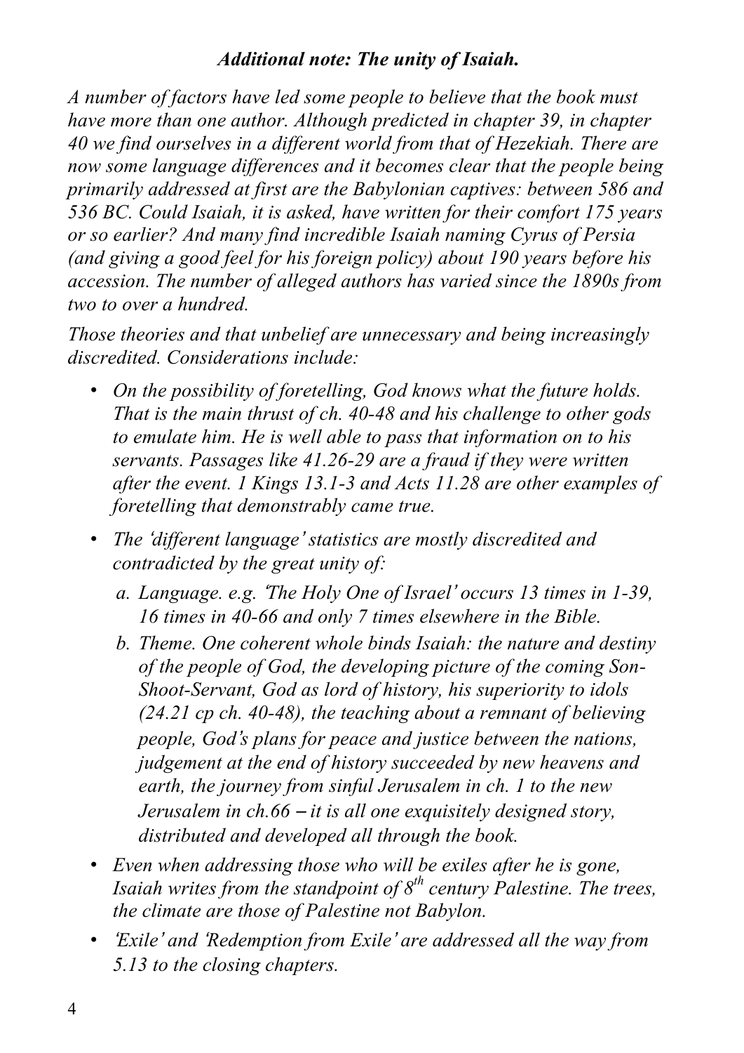***Additional note: The unity of Isaiah.***

*A number of factors have led some people to believe that the book must have more than one author. Although predicted in chapter 39, in chapter 40 we find ourselves in a different world from that of Hezekiah. There are now some language differences and it becomes clear that the people being primarily addressed at first are the Babylonian captives: between 586 and 536 BC. Could Isaiah, it is asked, have written for their comfort 175 years or so earlier? And many find incredible Isaiah naming Cyrus of Persia (and giving a good feel for his foreign policy) about 190 years before his accession. The number of alleged authors has varied since the 1890s from two to over a hundred.*

*Those theories and that unbelief are unnecessary and being increasingly discredited. Considerations include:*

- *On the possibility of foretelling, God knows what the future holds. That is the main thrust of ch. 40-48 and his challenge to other gods to emulate him. He is well able to pass that information on to his servants. Passages like 41.26-29 are a fraud if they were written after the event. 1 Kings 13.1-3 and Acts 11.28 are other examples of foretelling that demonstrably came true.*
- *The 'different language' statistics are mostly discredited and contradicted by the great unity of:*
  - *a. Language. e.g. 'The Holy One of Israel' occurs 13 times in 1-39, 16 times in 40-66 and only 7 times elsewhere in the Bible.*
  - *b. Theme. One coherent whole binds Isaiah: the nature and destiny of the people of God, the developing picture of the coming Son-Shoot-Servant, God as lord of history, his superiority to idols (24.21 cp ch. 40-48), the teaching about a remnant of believing people, God's plans for peace and justice between the nations, judgement at the end of history succeeded by new heavens and earth, the journey from sinful Jerusalem in ch. 1 to the new Jerusalem in ch.66 – it is all one exquisitely designed story, distributed and developed all through the book.*
- *Even when addressing those who will be exiles after he is gone, Isaiah writes from the standpoint of 8th century Palestine. The trees, the climate are those of Palestine not Babylon.*
- *'Exile' and 'Redemption from Exile' are addressed all the way from 5.13 to the closing chapters.*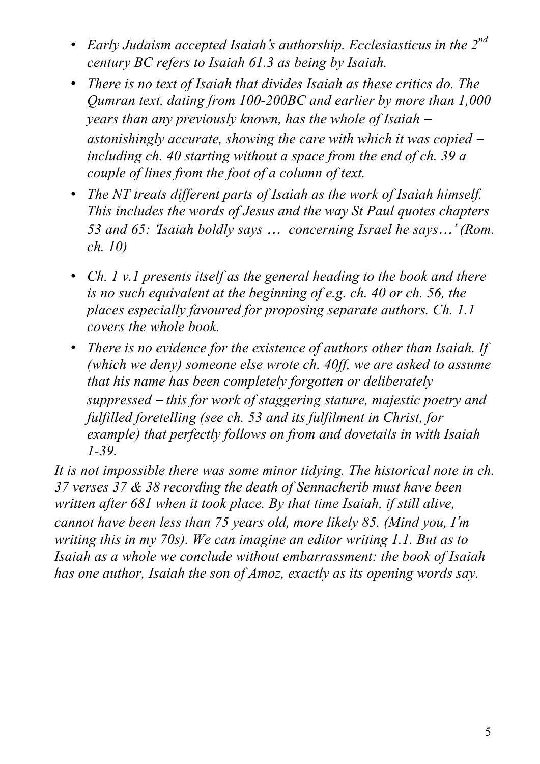- *Early Judaism accepted Isaiah's authorship. Ecclesiasticus in the 2nd century BC refers to Isaiah 61.3 as being by Isaiah.*
- *There is no text of Isaiah that divides Isaiah as these critics do. The Qumran text, dating from 100-200BC and earlier by more than 1,000 years than any previously known, has the whole of Isaiah – astonishingly accurate, showing the care with which it was copied – including ch. 40 starting without a space from the end of ch. 39 a couple of lines from the foot of a column of text.*
- *The NT treats different parts of Isaiah as the work of Isaiah himself. This includes the words of Jesus and the way St Paul quotes chapters 53 and 65: 'Isaiah boldly says … concerning Israel he says…' (Rom. ch. 10)*
- *Ch. 1 v.1 presents itself as the general heading to the book and there is no such equivalent at the beginning of e.g. ch. 40 or ch. 56, the places especially favoured for proposing separate authors. Ch. 1.1 covers the whole book.*
- *There is no evidence for the existence of authors other than Isaiah. If (which we deny) someone else wrote ch. 40ff, we are asked to assume that his name has been completely forgotten or deliberately suppressed – this for work of staggering stature, majestic poetry and fulfilled foretelling (see ch. 53 and its fulfilment in Christ, for example) that perfectly follows on from and dovetails in with Isaiah 1-39.*

*It is not impossible there was some minor tidying. The historical note in ch. 37 verses 37 & 38 recording the death of Sennacherib must have been written after 681 when it took place. By that time Isaiah, if still alive, cannot have been less than 75 years old, more likely 85. (Mind you, I'm writing this in my 70s). We can imagine an editor writing 1.1. But as to Isaiah as a whole we conclude without embarrassment: the book of Isaiah has one author, Isaiah the son of Amoz, exactly as its opening words say.*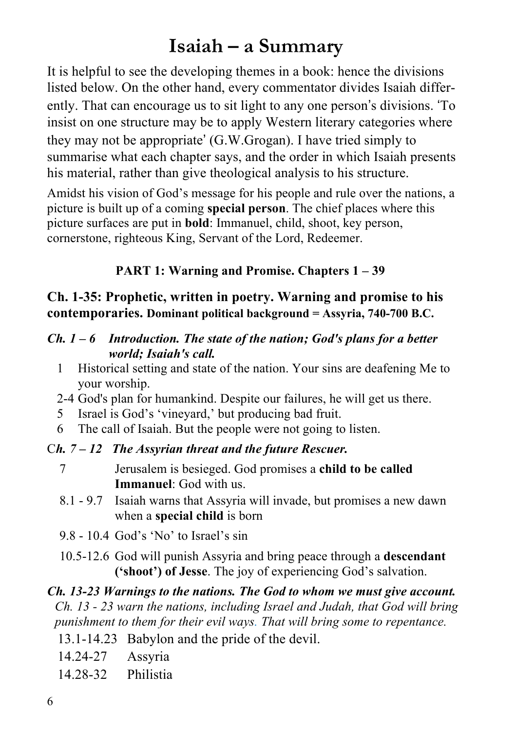# Isaiah – a Summary

It is helpful to see the developing themes in a book: hence the divisions listed below. On the other hand, every commentator divides Isaiah differently. That can encourage us to sit light to any one person's divisions. 'To insist on one structure may be to apply Western literary categories where they may not be appropriate' (G.W.Grogan). I have tried simply to summarise what each chapter says, and the order in which Isaiah presents his material, rather than give theological analysis to his structure.

Amidst his vision of God's message for his people and rule over the nations, a picture is built up of a coming **special person**. The chief places where this picture surfaces are put in **bold**: Immanuel, child, shoot, key person, cornerstone, righteous King, Servant of the Lord, Redeemer.

**PART 1: Warning and Promise. Chapters 1 – 39**

**Ch. 1-35: Prophetic, written in poetry. Warning and promise to his contemporaries. Dominant political background = Assyria, 740-700 B.C.**

***Ch. 1 – 6 Introduction. The state of the nation; God's plans for a better world; Isaiah's call.***

- 1 Historical setting and state of the nation. Your sins are deafening Me to your worship.
- 2-4 God's plan for humankind. Despite our failures, he will get us there.
- 5 Israel is God's 'vineyard,' but producing bad fruit.
- 6 The call of Isaiah. But the people were not going to listen.

***Ch. 7 – 12 The Assyrian threat and the future Rescuer.***

- 7 Jerusalem is besieged. God promises a **child to be called Immanuel**: God with us.
- 8.1 - 9.7 Isaiah warns that Assyria will invade, but promises a new dawn when a **special child** is born
- 9.8 - 10.4 God's 'No' to Israel's sin
- 10.5-12.6 God will punish Assyria and bring peace through a **descendant ('shoot') of Jesse**. The joy of experiencing God's salvation.

***Ch. 13-23 Warnings to the nations. The God to whom we must give account.***

*Ch. 13 - 23 warn the nations, including Israel and Judah, that God will bring punishment to them for their evil ways. That will bring some to repentance.*

- 13.1-14.23 Babylon and the pride of the devil.
- 14.24-27 Assyria
- 14.28-32 Philistia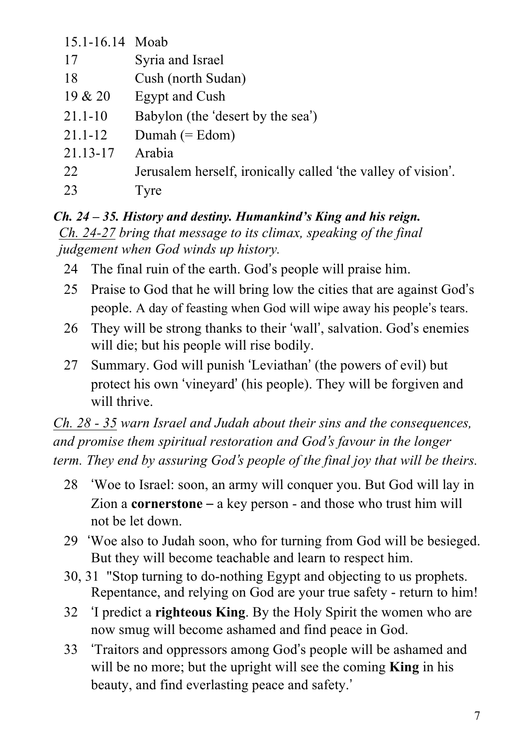| | |
|---|---|
| 15.1-16.14 | Moab |
| 17 | Syria and Israel |
| 18 | Cush (north Sudan) |
| 19 & 20 | Egypt and Cush |
| 21.1-10 | Babylon (the 'desert by the sea') |
| 21.1-12 | Dumah (= Edom) |
| 21.13-17 | Arabia |
| 22 | Jerusalem herself, ironically called 'the valley of vision'. |
| 23 | Tyre |

***Ch. 24 – 35. History and destiny. Humankind's King and his reign.***
*Ch. 24-27 bring that message to its climax, speaking of the final judgement when God winds up history.*

24 The final ruin of the earth. God's people will praise him.

25 Praise to God that he will bring low the cities that are against God's people. A day of feasting when God will wipe away his people's tears.

26 They will be strong thanks to their 'wall', salvation. God's enemies will die; but his people will rise bodily.

27 Summary. God will punish 'Leviathan' (the powers of evil) but protect his own 'vineyard' (his people). They will be forgiven and will thrive.

*Ch. 28 - 35 warn Israel and Judah about their sins and the consequences, and promise them spiritual restoration and God's favour in the longer term. They end by assuring God's people of the final joy that will be theirs.*

28 'Woe to Israel: soon, an army will conquer you. But God will lay in Zion a **cornerstone –** a key person - and those who trust him will not be let down.

29 'Woe also to Judah soon, who for turning from God will be besieged. But they will become teachable and learn to respect him.

30, 31 "Stop turning to do-nothing Egypt and objecting to us prophets. Repentance, and relying on God are your true safety - return to him!

32 'I predict a **righteous King**. By the Holy Spirit the women who are now smug will become ashamed and find peace in God.

33 'Traitors and oppressors among God's people will be ashamed and will be no more; but the upright will see the coming **King** in his beauty, and find everlasting peace and safety.'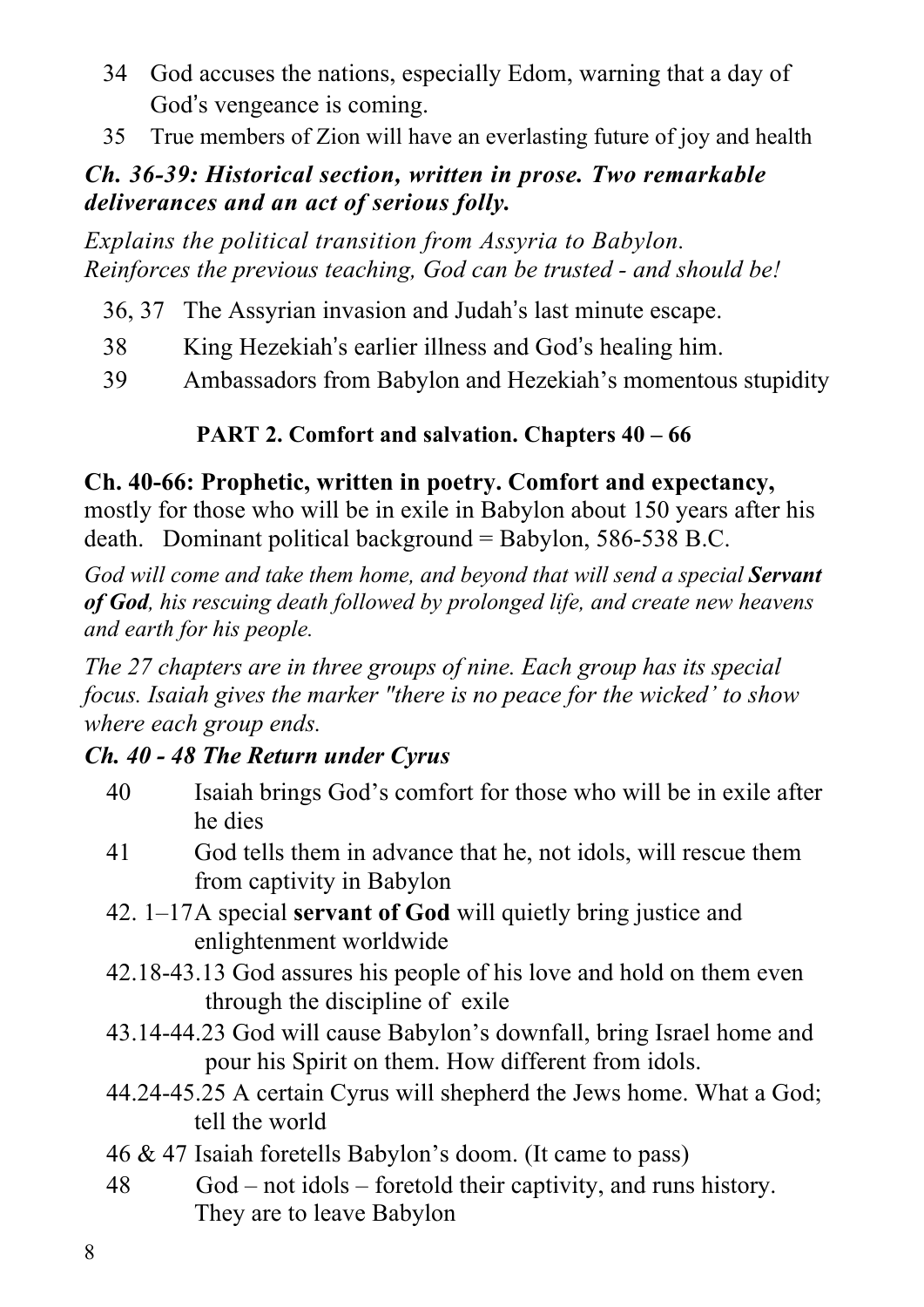- 34 God accuses the nations, especially Edom, warning that a day of God's vengeance is coming.
- 35 True members of Zion will have an everlasting future of joy and health

***Ch. 36-39: Historical section, written in prose. Two remarkable deliverances and an act of serious folly.***

*Explains the political transition from Assyria to Babylon.*
*Reinforces the previous teaching, God can be trusted - and should be!*

- 36, 37 The Assyrian invasion and Judah's last minute escape.
- 38 King Hezekiah's earlier illness and God's healing him.
- 39 Ambassadors from Babylon and Hezekiah's momentous stupidity

## PART 2. Comfort and salvation. Chapters 40 – 66

**Ch. 40-66: Prophetic, written in poetry. Comfort and expectancy,** mostly for those who will be in exile in Babylon about 150 years after his death. Dominant political background = Babylon, 586-538 B.C.

*God will come and take them home, and beyond that will send a special **Servant of God**, his rescuing death followed by prolonged life, and create new heavens and earth for his people.*

*The 27 chapters are in three groups of nine. Each group has its special focus. Isaiah gives the marker "there is no peace for the wicked' to show where each group ends.*

***Ch. 40 - 48 The Return under Cyrus***

- 40 Isaiah brings God's comfort for those who will be in exile after he dies
- 41 God tells them in advance that he, not idols, will rescue them from captivity in Babylon
- 42. 1–17 A special **servant of God** will quietly bring justice and enlightenment worldwide
- 42.18-43.13 God assures his people of his love and hold on them even through the discipline of exile
- 43.14-44.23 God will cause Babylon's downfall, bring Israel home and pour his Spirit on them. How different from idols.
- 44.24-45.25 A certain Cyrus will shepherd the Jews home. What a God; tell the world
- 46 & 47 Isaiah foretells Babylon's doom. (It came to pass)
- 48 God – not idols – foretold their captivity, and runs history. They are to leave Babylon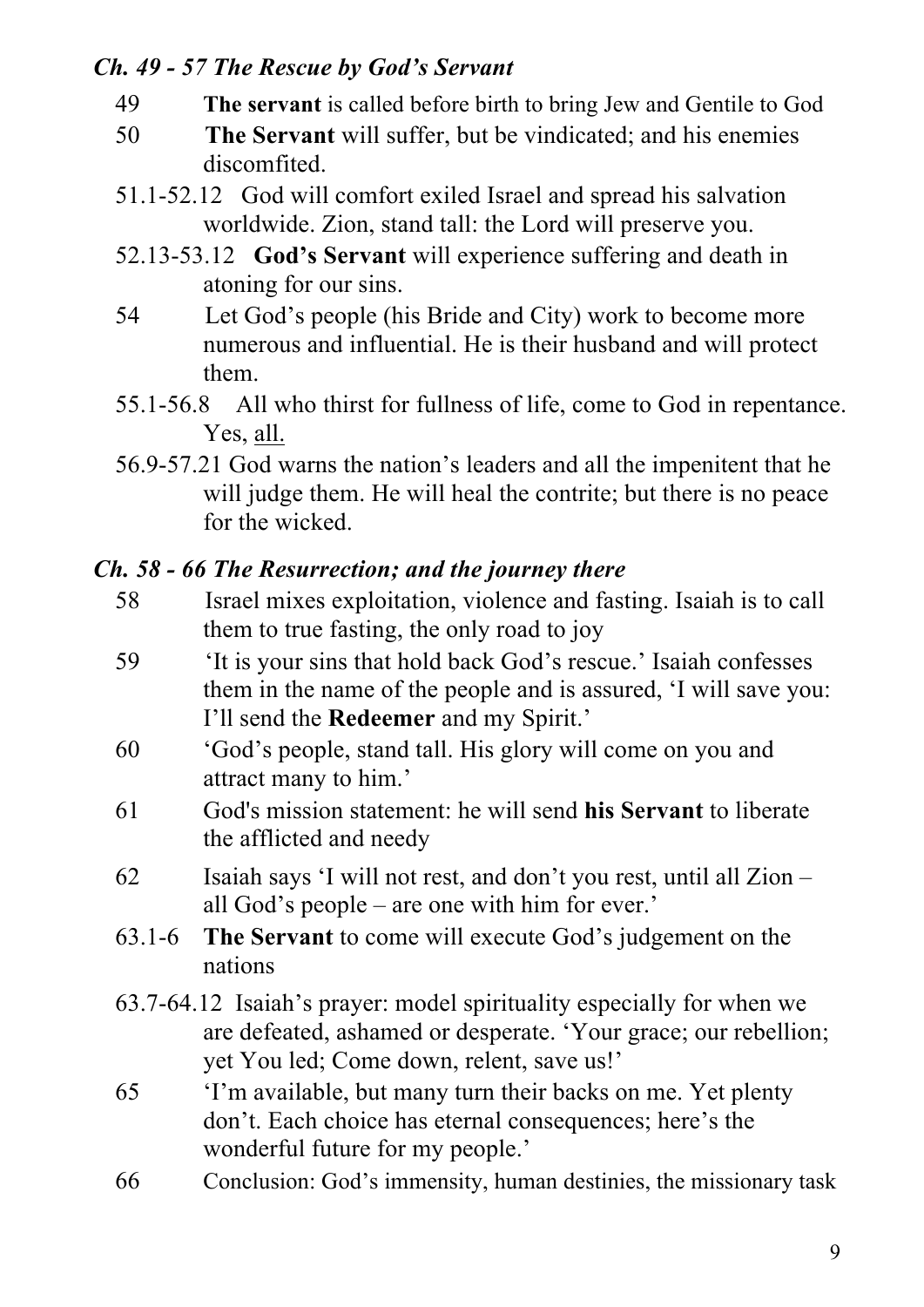### *Ch. 49 - 57 The Rescue by God's Servant*

- 49 **The servant** is called before birth to bring Jew and Gentile to God
- 50 **The Servant** will suffer, but be vindicated; and his enemies discomfited.
- 51.1-52.12 God will comfort exiled Israel and spread his salvation worldwide. Zion, stand tall: the Lord will preserve you.
- 52.13-53.12 **God's Servant** will experience suffering and death in atoning for our sins.
- 54 Let God's people (his Bride and City) work to become more numerous and influential. He is their husband and will protect them.
- 55.1-56.8 All who thirst for fullness of life, come to God in repentance. Yes, <u>all.</u>
- 56.9-57.21 God warns the nation's leaders and all the impenitent that he will judge them. He will heal the contrite; but there is no peace for the wicked.

### *Ch. 58 - 66 The Resurrection; and the journey there*

- 58 Israel mixes exploitation, violence and fasting. Isaiah is to call them to true fasting, the only road to joy
- 59 'It is your sins that hold back God's rescue.' Isaiah confesses them in the name of the people and is assured, 'I will save you: I'll send the **Redeemer** and my Spirit.'
- 60 'God's people, stand tall. His glory will come on you and attract many to him.'
- 61 God's mission statement: he will send **his Servant** to liberate the afflicted and needy
- 62 Isaiah says 'I will not rest, and don't you rest, until all Zion – all God's people – are one with him for ever.'
- 63.1-6 **The Servant** to come will execute God's judgement on the nations
- 63.7-64.12 Isaiah's prayer: model spirituality especially for when we are defeated, ashamed or desperate. 'Your grace; our rebellion; yet You led; Come down, relent, save us!'
- 65 'I'm available, but many turn their backs on me. Yet plenty don't. Each choice has eternal consequences; here's the wonderful future for my people.'
- 66 Conclusion: God's immensity, human destinies, the missionary task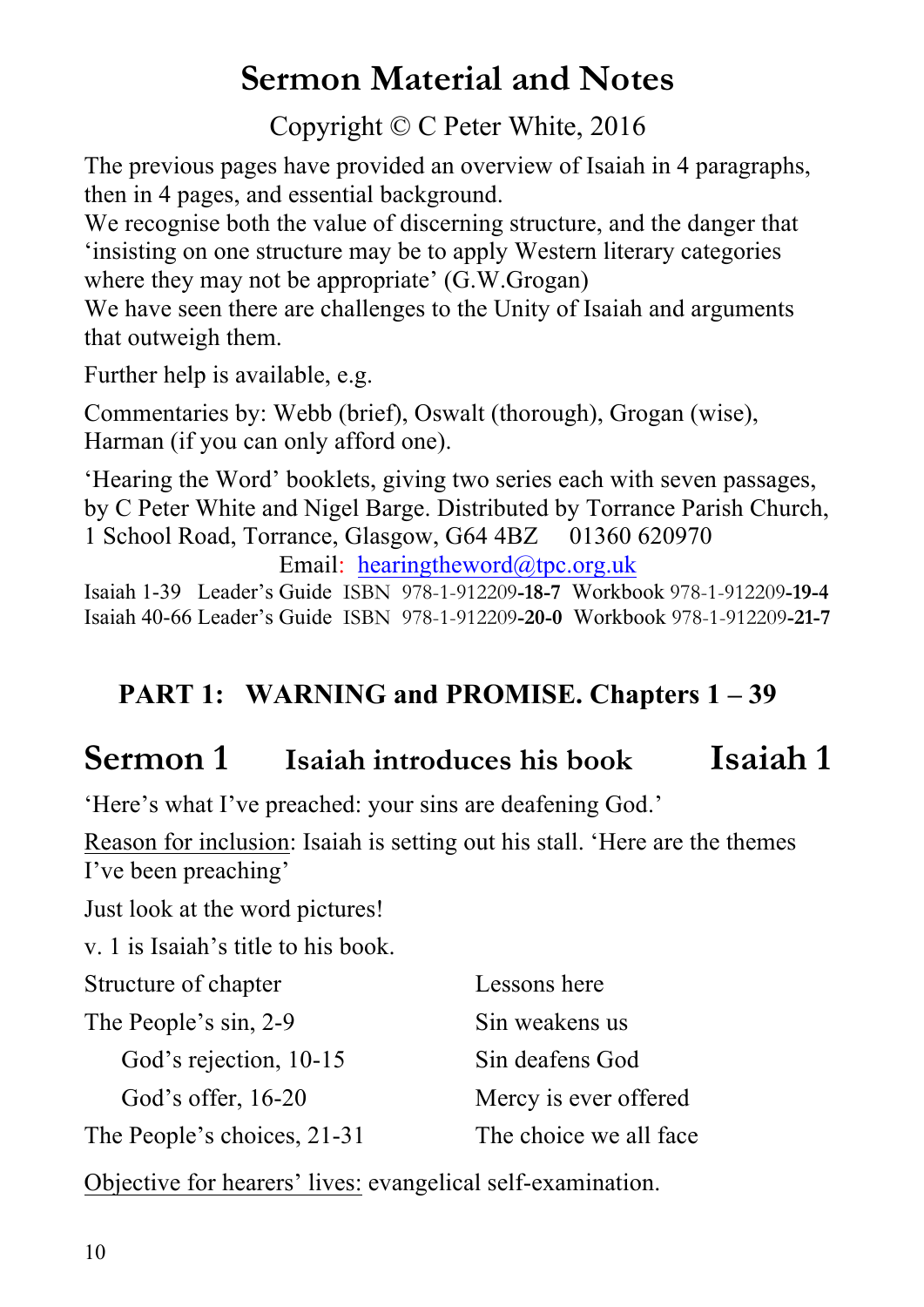# Sermon Material and Notes

Copyright © C Peter White, 2016

The previous pages have provided an overview of Isaiah in 4 paragraphs, then in 4 pages, and essential background.
We recognise both the value of discerning structure, and the danger that 'insisting on one structure may be to apply Western literary categories where they may not be appropriate' (G.W.Grogan)
We have seen there are challenges to the Unity of Isaiah and arguments that outweigh them.

Further help is available, e.g.

Commentaries by: Webb (brief), Oswalt (thorough), Grogan (wise), Harman (if you can only afford one).

'Hearing the Word' booklets, giving two series each with seven passages, by C Peter White and Nigel Barge. Distributed by Torrance Parish Church, 1 School Road, Torrance, Glasgow, G64 4BZ 01360 620970

Email: hearingtheword@tpc.org.uk

Isaiah 1-39 Leader's Guide ISBN 978-1-912209-**18-7** Workbook 978-1-912209-**19-4**
Isaiah 40-66 Leader's Guide ISBN 978-1-912209-**20-0** Workbook 978-1-912209-**21-7**

## PART 1: WARNING and PROMISE. Chapters 1 – 39

## Sermon 1 Isaiah introduces his book Isaiah 1

'Here's what I've preached: your sins are deafening God.'

Reason for inclusion: Isaiah is setting out his stall. 'Here are the themes I've been preaching'

Just look at the word pictures!

v. 1 is Isaiah's title to his book.

| Structure of chapter | Lessons here |
|---|---|
| The People's sin, 2-9 | Sin weakens us |
| God's rejection, 10-15 | Sin deafens God |
| God's offer, 16-20 | Mercy is ever offered |
| The People's choices, 21-31 | The choice we all face |

Objective for hearers' lives: evangelical self-examination.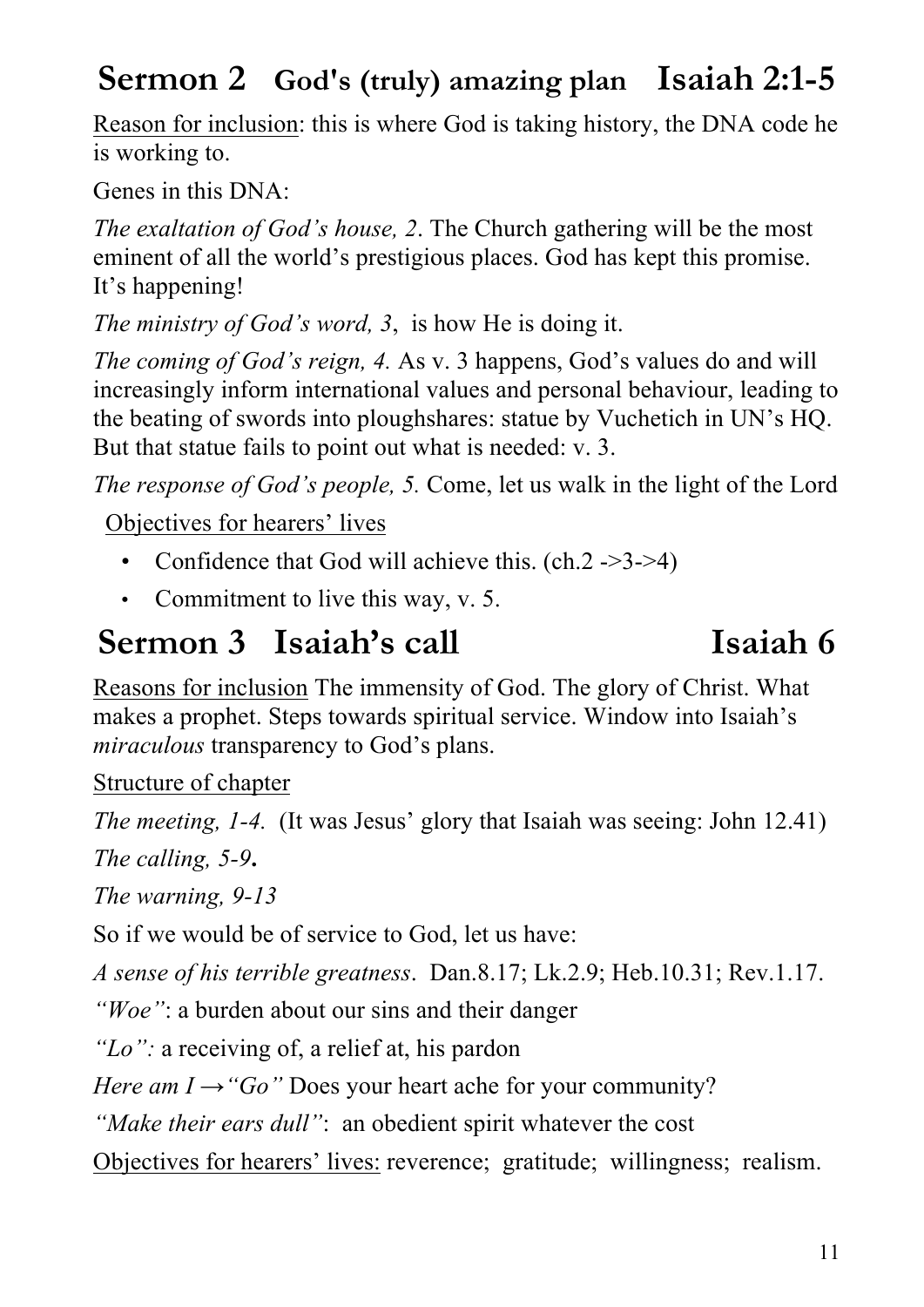## Sermon 2 God's (truly) amazing plan Isaiah 2:1-5

Reason for inclusion: this is where God is taking history, the DNA code he is working to.

Genes in this DNA:

*The exaltation of God's house, 2*. The Church gathering will be the most eminent of all the world's prestigious places. God has kept this promise. It's happening!

*The ministry of God's word, 3*, is how He is doing it.

*The coming of God's reign, 4.* As v. 3 happens, God's values do and will increasingly inform international values and personal behaviour, leading to the beating of swords into ploughshares: statue by Vuchetich in UN's HQ. But that statue fails to point out what is needed: v. 3.

*The response of God's people, 5.* Come, let us walk in the light of the Lord

Objectives for hearers' lives

- Confidence that God will achieve this. (ch.2 ->3->4)
- Commitment to live this way, v. 5.

## Sermon 3 Isaiah's call Isaiah 6

Reasons for inclusion The immensity of God. The glory of Christ. What makes a prophet. Steps towards spiritual service. Window into Isaiah's *miraculous* transparency to God's plans.

Structure of chapter

*The meeting, 1-4.* (It was Jesus' glory that Isaiah was seeing: John 12.41)

*The calling, 5-9***.**

*The warning, 9-13*

So if we would be of service to God, let us have:

*A sense of his terrible greatness*. Dan.8.17; Lk.2.9; Heb.10.31; Rev.1.17.

*"Woe"*: a burden about our sins and their danger

*"Lo":* a receiving of, a relief at, his pardon

*Here am I →"Go"* Does your heart ache for your community?

*"Make their ears dull"*: an obedient spirit whatever the cost

Objectives for hearers' lives: reverence; gratitude; willingness; realism.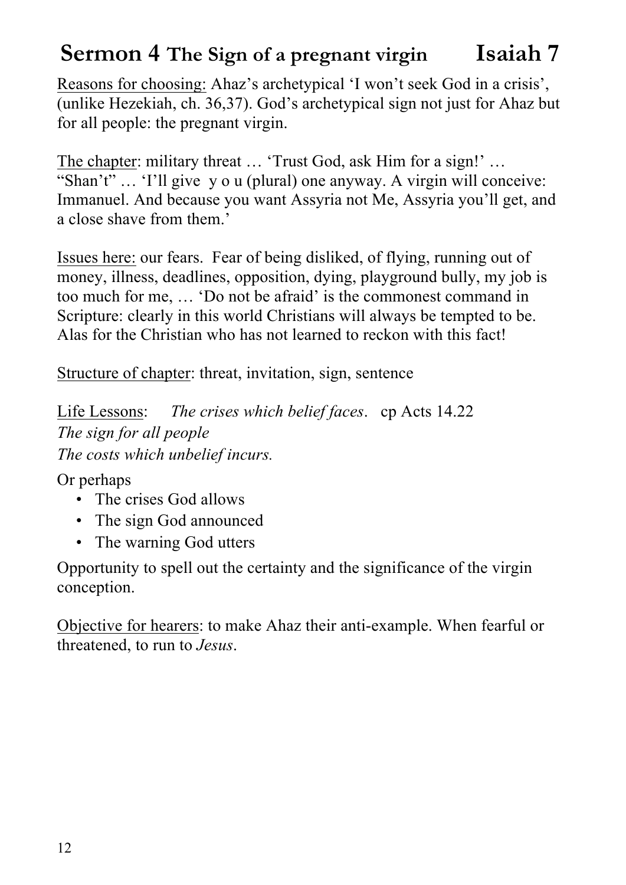# **Sermon 4** **The Sign of a pregnant virgin** **Isaiah 7**

Reasons for choosing: Ahaz's archetypical 'I won't seek God in a crisis', (unlike Hezekiah, ch. 36,37). God's archetypical sign not just for Ahaz but for all people: the pregnant virgin.

The chapter: military threat … 'Trust God, ask Him for a sign!' … "Shan't" … 'I'll give y o u (plural) one anyway. A virgin will conceive: Immanuel. And because you want Assyria not Me, Assyria you'll get, and a close shave from them.'

Issues here: our fears. Fear of being disliked, of flying, running out of money, illness, deadlines, opposition, dying, playground bully, my job is too much for me, … 'Do not be afraid' is the commonest command in Scripture: clearly in this world Christians will always be tempted to be. Alas for the Christian who has not learned to reckon with this fact!

Structure of chapter: threat, invitation, sign, sentence

Life Lessons: *The crises which belief faces*. cp Acts 14.22
*The sign for all people*
*The costs which unbelief incurs.*

Or perhaps

- The crises God allows
- The sign God announced
- The warning God utters

Opportunity to spell out the certainty and the significance of the virgin conception.

Objective for hearers: to make Ahaz their anti-example. When fearful or threatened, to run to *Jesus*.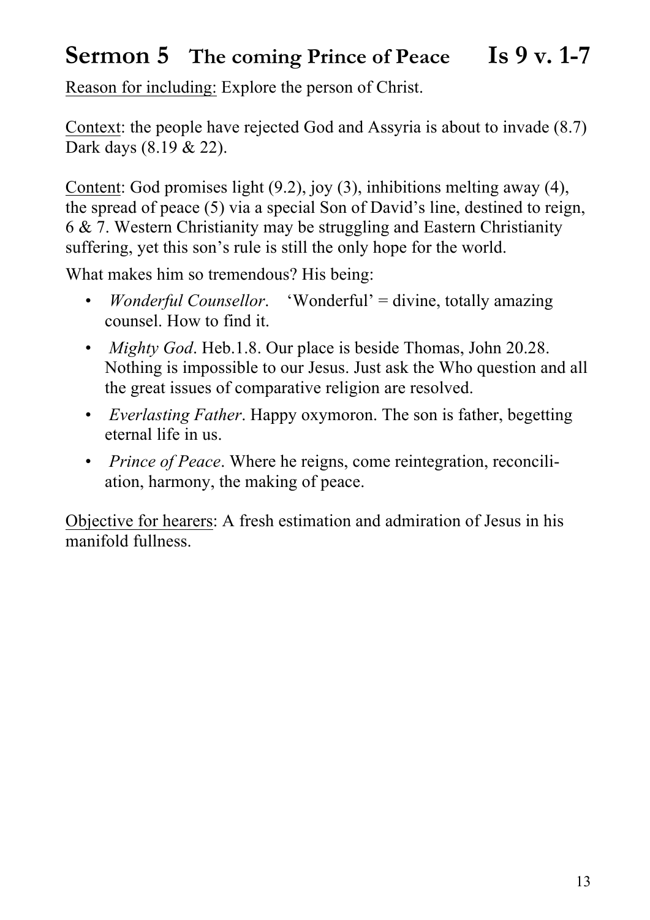# Sermon 5 The coming Prince of Peace Is 9 v. 1-7

Reason for including: Explore the person of Christ.

Context: the people have rejected God and Assyria is about to invade (8.7) Dark days (8.19 & 22).

Content: God promises light (9.2), joy (3), inhibitions melting away (4), the spread of peace (5) via a special Son of David's line, destined to reign, 6 & 7. Western Christianity may be struggling and Eastern Christianity suffering, yet this son's rule is still the only hope for the world.

What makes him so tremendous? His being:

- *Wonderful Counsellor*. 'Wonderful' = divine, totally amazing counsel. How to find it.
- *Mighty God*. Heb.1.8. Our place is beside Thomas, John 20.28. Nothing is impossible to our Jesus. Just ask the Who question and all the great issues of comparative religion are resolved.
- *Everlasting Father*. Happy oxymoron. The son is father, begetting eternal life in us.
- *Prince of Peace*. Where he reigns, come reintegration, reconciliation, harmony, the making of peace.

Objective for hearers: A fresh estimation and admiration of Jesus in his manifold fullness.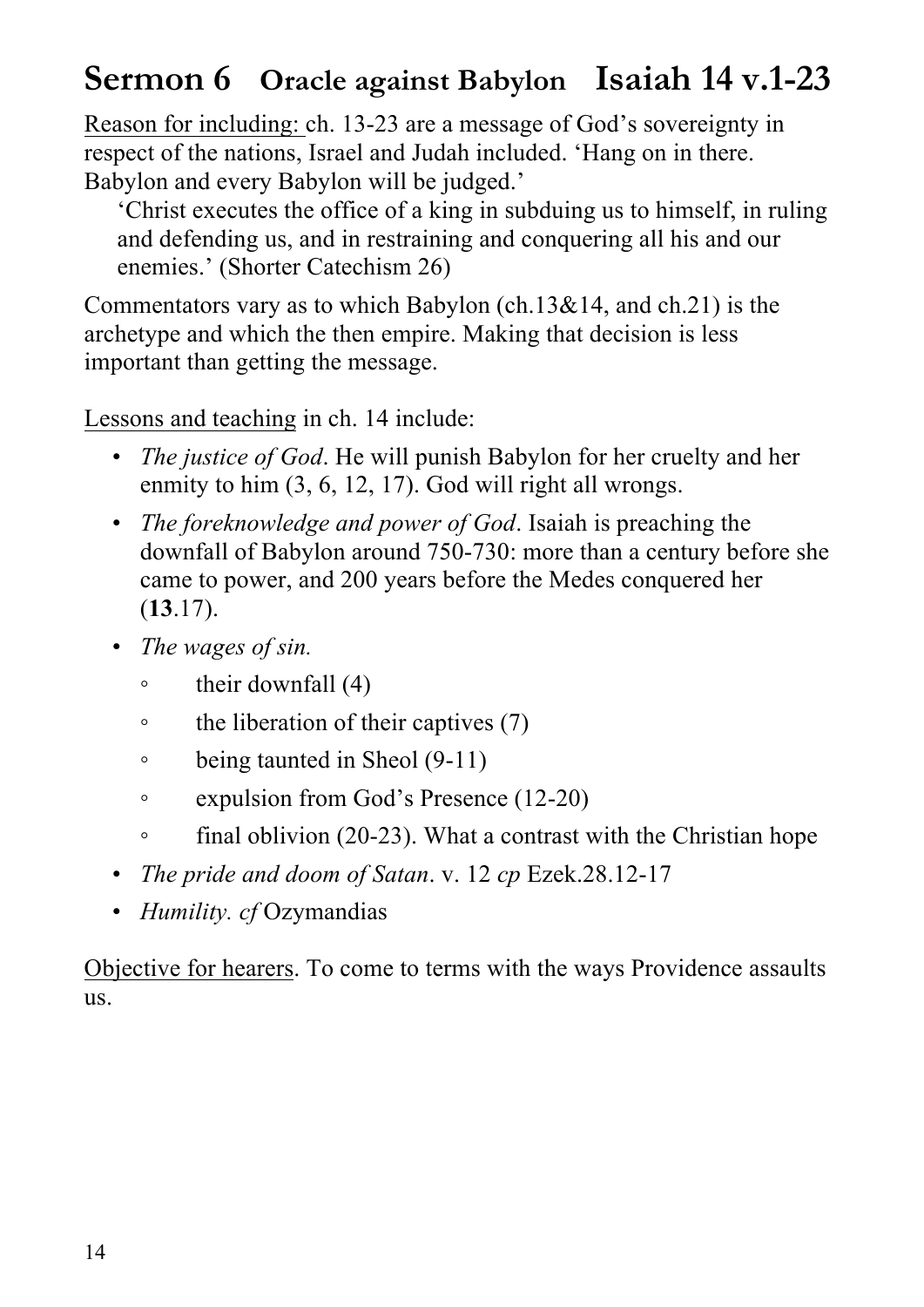# Sermon 6 Oracle against Babylon Isaiah 14 v.1-23

Reason for including: ch. 13-23 are a message of God's sovereignty in respect of the nations, Israel and Judah included. 'Hang on in there. Babylon and every Babylon will be judged.'

> 'Christ executes the office of a king in subduing us to himself, in ruling and defending us, and in restraining and conquering all his and our enemies.' (Shorter Catechism 26)

Commentators vary as to which Babylon (ch.13&14, and ch.21) is the archetype and which the then empire. Making that decision is less important than getting the message.

Lessons and teaching in ch. 14 include:

- *The justice of God*. He will punish Babylon for her cruelty and her enmity to him (3, 6, 12, 17). God will right all wrongs.
- *The foreknowledge and power of God*. Isaiah is preaching the downfall of Babylon around 750-730: more than a century before she came to power, and 200 years before the Medes conquered her (**13**.17).
- *The wages of sin.*
  - their downfall (4)
  - the liberation of their captives (7)
  - being taunted in Sheol (9-11)
  - expulsion from God's Presence (12-20)
  - final oblivion (20-23). What a contrast with the Christian hope
- *The pride and doom of Satan*. v. 12 *cp* Ezek.28.12-17
- *Humility. cf* Ozymandias

Objective for hearers. To come to terms with the ways Providence assaults us.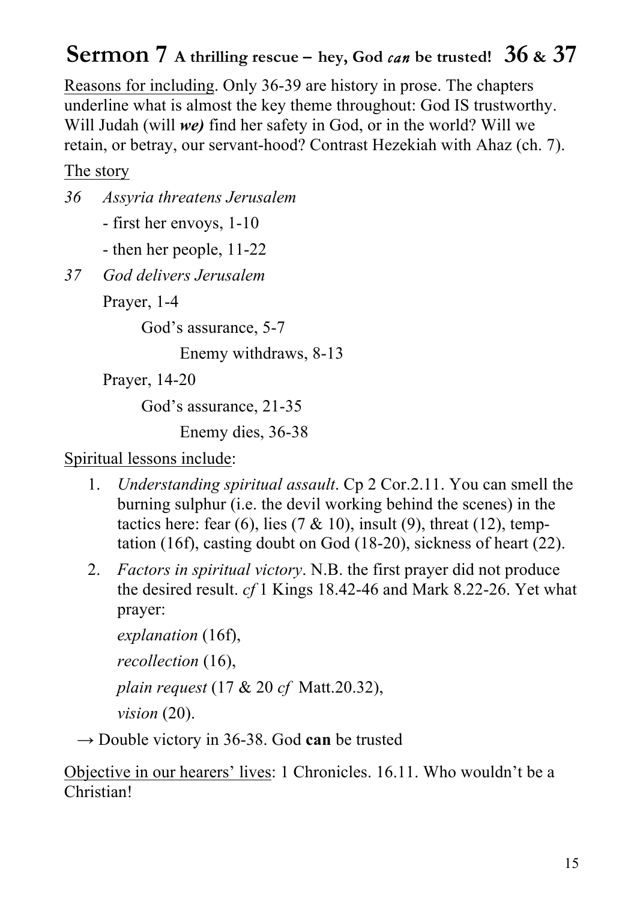# Sermon 7 A thrilling rescue – hey, God *can* be trusted! 36 & 37

Reasons for including. Only 36-39 are history in prose. The chapters underline what is almost the key theme throughout: God IS trustworthy. Will Judah (will ***we)*** find her safety in God, or in the world? Will we retain, or betray, our servant-hood? Contrast Hezekiah with Ahaz (ch. 7).

The story

*36 Assyria threatens Jerusalem*

- first her envoys, 1-10
- then her people, 11-22

*37 God delivers Jerusalem*

Prayer, 1-4

God's assurance, 5-7

Enemy withdraws, 8-13

Prayer, 14-20

God's assurance, 21-35

Enemy dies, 36-38

Spiritual lessons include:

1. *Understanding spiritual assault*. Cp 2 Cor.2.11. You can smell the burning sulphur (i.e. the devil working behind the scenes) in the tactics here: fear (6), lies (7 & 10), insult (9), threat (12), temptation (16f), casting doubt on God (18-20), sickness of heart (22).
2. *Factors in spiritual victory*. N.B. the first prayer did not produce the desired result. *cf* 1 Kings 18.42-46 and Mark 8.22-26. Yet what prayer:

   *explanation* (16f),

   *recollection* (16),

   *plain request* (17 & 20 *cf* Matt.20.32),

   *vision* (20).

→ Double victory in 36-38. God **can** be trusted

Objective in our hearers' lives: 1 Chronicles. 16.11. Who wouldn't be a Christian!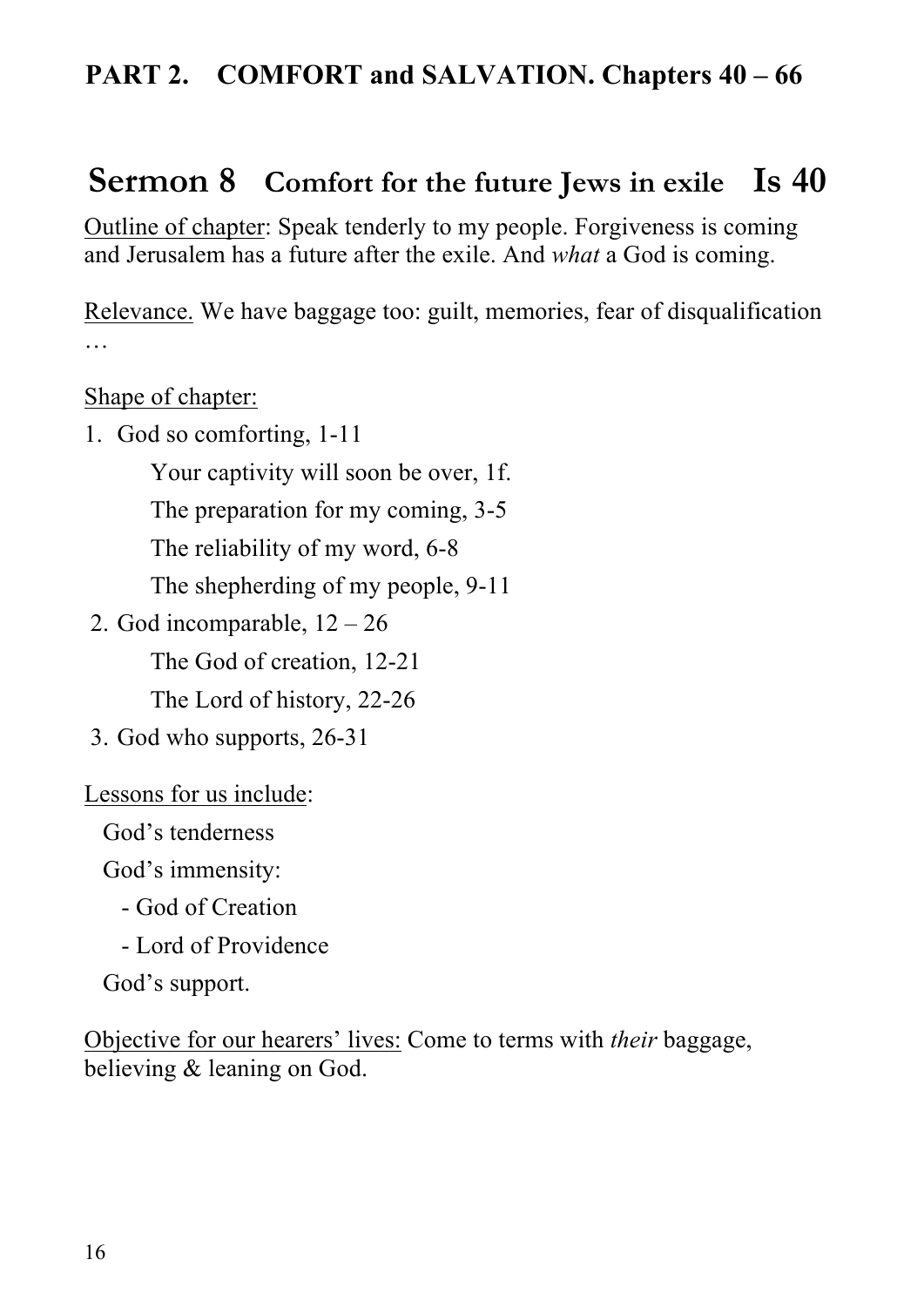## PART 2. COMFORT and SALVATION. Chapters 40 – 66

# Sermon 8 Comfort for the future Jews in exile Is 40

Outline of chapter: Speak tenderly to my people. Forgiveness is coming and Jerusalem has a future after the exile. And *what* a God is coming.

Relevance. We have baggage too: guilt, memories, fear of disqualification …

Shape of chapter:

1. God so comforting, 1-11
   - Your captivity will soon be over, 1f.
   - The preparation for my coming, 3-5
   - The reliability of my word, 6-8
   - The shepherding of my people, 9-11
2. God incomparable, 12 – 26
   - The God of creation, 12-21
   - The Lord of history, 22-26
3. God who supports, 26-31

Lessons for us include:

- God's tenderness
- God's immensity:
  - God of Creation
  - Lord of Providence
- God's support.

Objective for our hearers' lives: Come to terms with *their* baggage, believing & leaning on God.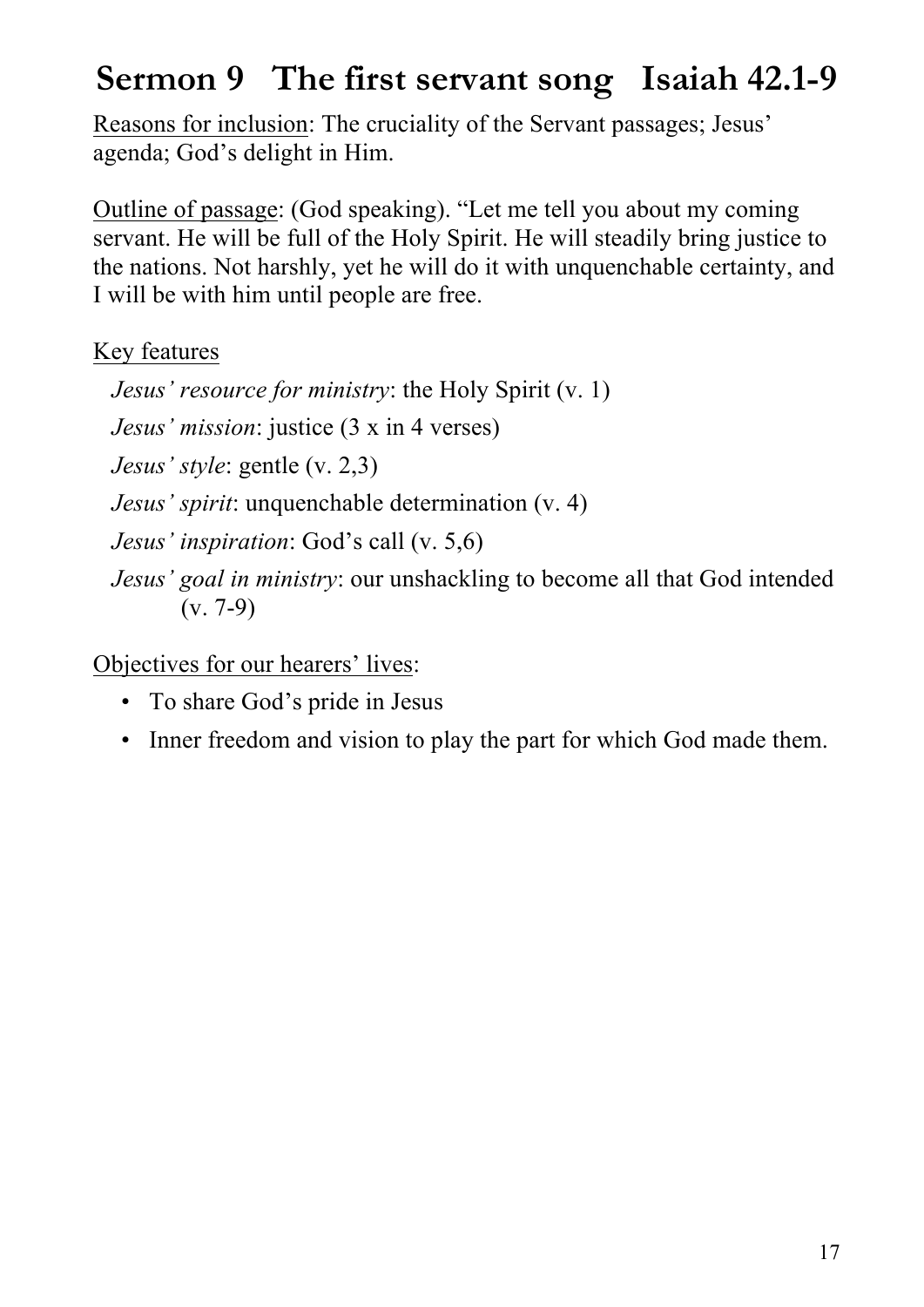# Sermon 9 The first servant song Isaiah 42.1-9

Reasons for inclusion: The cruciality of the Servant passages; Jesus' agenda; God's delight in Him.

Outline of passage: (God speaking). "Let me tell you about my coming servant. He will be full of the Holy Spirit. He will steadily bring justice to the nations. Not harshly, yet he will do it with unquenchable certainty, and I will be with him until people are free.

Key features

*Jesus' resource for ministry*: the Holy Spirit (v. 1)

*Jesus' mission*: justice (3 x in 4 verses)

*Jesus' style*: gentle (v. 2,3)

*Jesus' spirit*: unquenchable determination (v. 4)

*Jesus' inspiration*: God's call (v. 5,6)

*Jesus' goal in ministry*: our unshackling to become all that God intended (v. 7-9)

Objectives for our hearers' lives:

- To share God's pride in Jesus
- Inner freedom and vision to play the part for which God made them.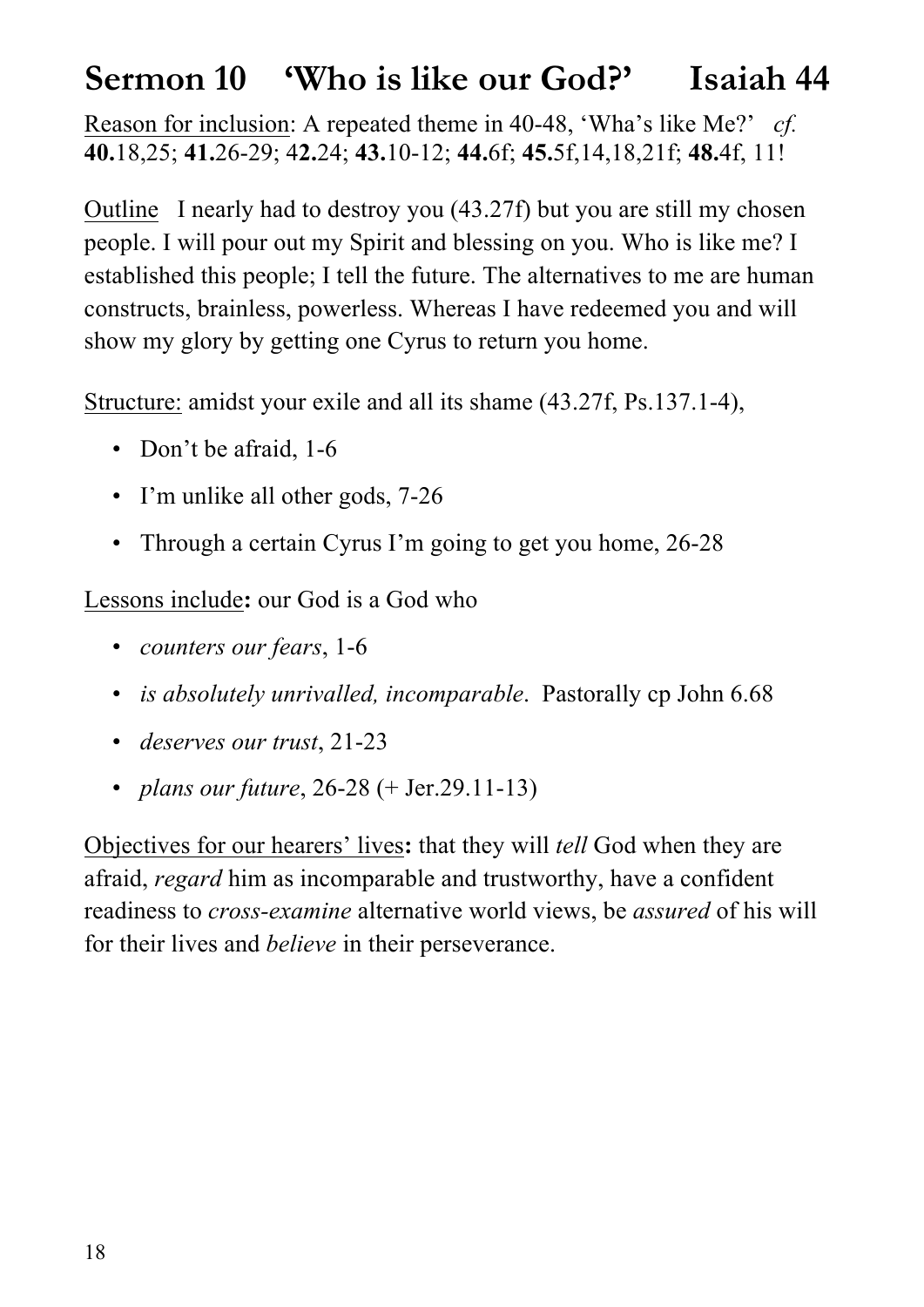# Sermon 10 'Who is like our God?' Isaiah 44

Reason for inclusion: A repeated theme in 40-48, 'Wha's like Me?' *cf.* **40.**18,25; **41.**26-29; 4**2.**24; **43.**10-12; **44.**6f; **45.**5f,14,18,21f; **48.**4f, 11!

Outline I nearly had to destroy you (43.27f) but you are still my chosen people. I will pour out my Spirit and blessing on you. Who is like me? I established this people; I tell the future. The alternatives to me are human constructs, brainless, powerless. Whereas I have redeemed you and will show my glory by getting one Cyrus to return you home.

Structure: amidst your exile and all its shame (43.27f, Ps.137.1-4),

- Don't be afraid, 1-6
- I'm unlike all other gods, 7-26
- Through a certain Cyrus I'm going to get you home, 26-28

Lessons include**:** our God is a God who

- *counters our fears*, 1-6
- *is absolutely unrivalled, incomparable*. Pastorally cp John 6.68
- *deserves our trust*, 21-23
- *plans our future*, 26-28 (+ Jer.29.11-13)

Objectives for our hearers' lives**:** that they will *tell* God when they are afraid, *regard* him as incomparable and trustworthy, have a confident readiness to *cross-examine* alternative world views, be *assured* of his will for their lives and *believe* in their perseverance.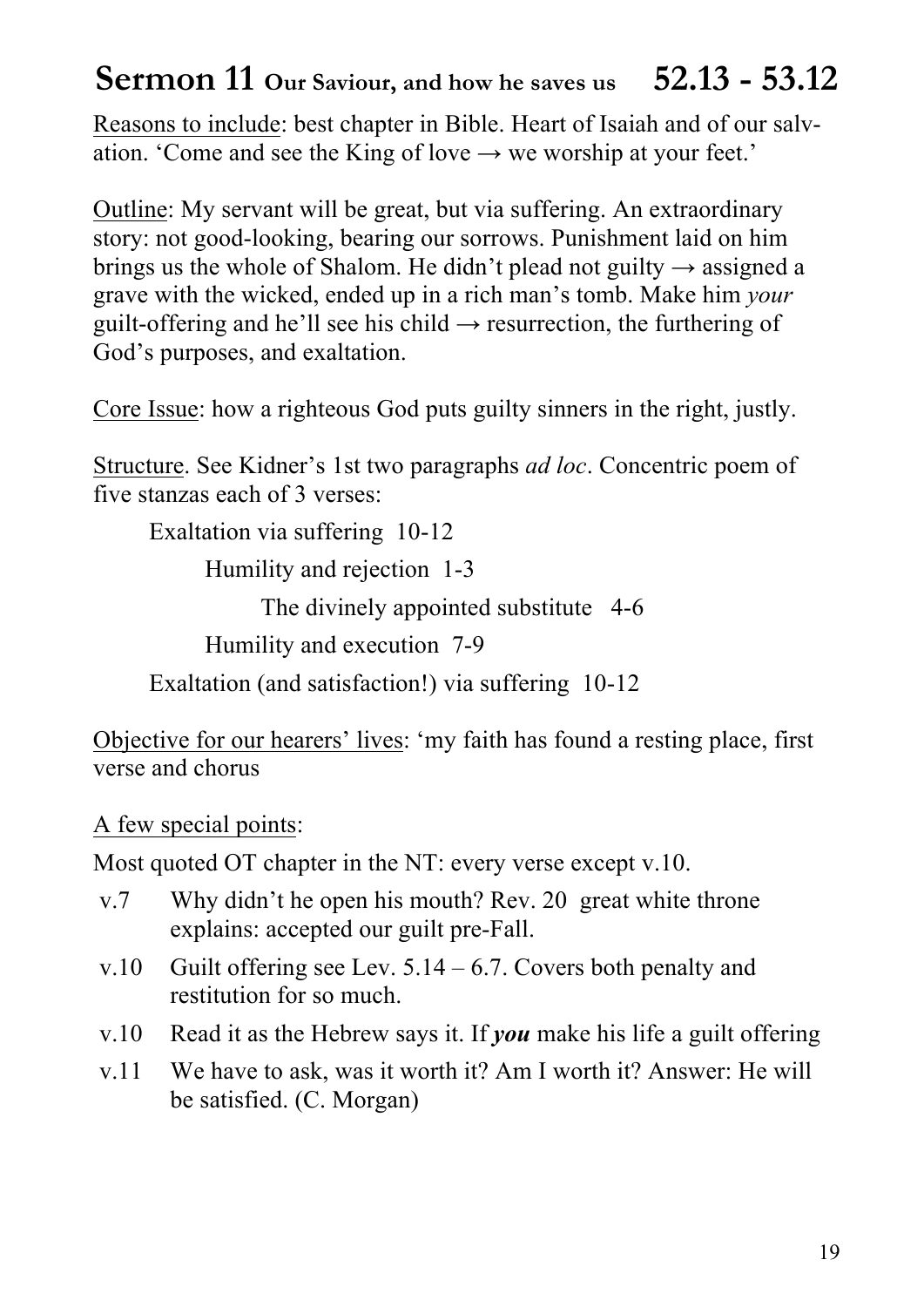# Sermon 11 Our Saviour, and how he saves us 52.13 - 53.12

Reasons to include: best chapter in Bible. Heart of Isaiah and of our salvation. 'Come and see the King of love → we worship at your feet.'

Outline: My servant will be great, but via suffering. An extraordinary story: not good-looking, bearing our sorrows. Punishment laid on him brings us the whole of Shalom. He didn't plead not guilty → assigned a grave with the wicked, ended up in a rich man's tomb. Make him *your* guilt-offering and he'll see his child → resurrection, the furthering of God's purposes, and exaltation.

Core Issue: how a righteous God puts guilty sinners in the right, justly.

Structure. See Kidner's 1st two paragraphs *ad loc*. Concentric poem of five stanzas each of 3 verses:

- Exaltation via suffering 10-12
  - Humility and rejection 1-3
    - The divinely appointed substitute 4-6
  - Humility and execution 7-9
- Exaltation (and satisfaction!) via suffering 10-12

Objective for our hearers' lives: 'my faith has found a resting place, first verse and chorus

A few special points:

Most quoted OT chapter in the NT: every verse except v.10.

- v.7 Why didn't he open his mouth? Rev. 20 great white throne explains: accepted our guilt pre-Fall.
- v.10 Guilt offering see Lev. 5.14 – 6.7. Covers both penalty and restitution for so much.
- v.10 Read it as the Hebrew says it. If ***you*** make his life a guilt offering
- v.11 We have to ask, was it worth it? Am I worth it? Answer: He will be satisfied. (C. Morgan)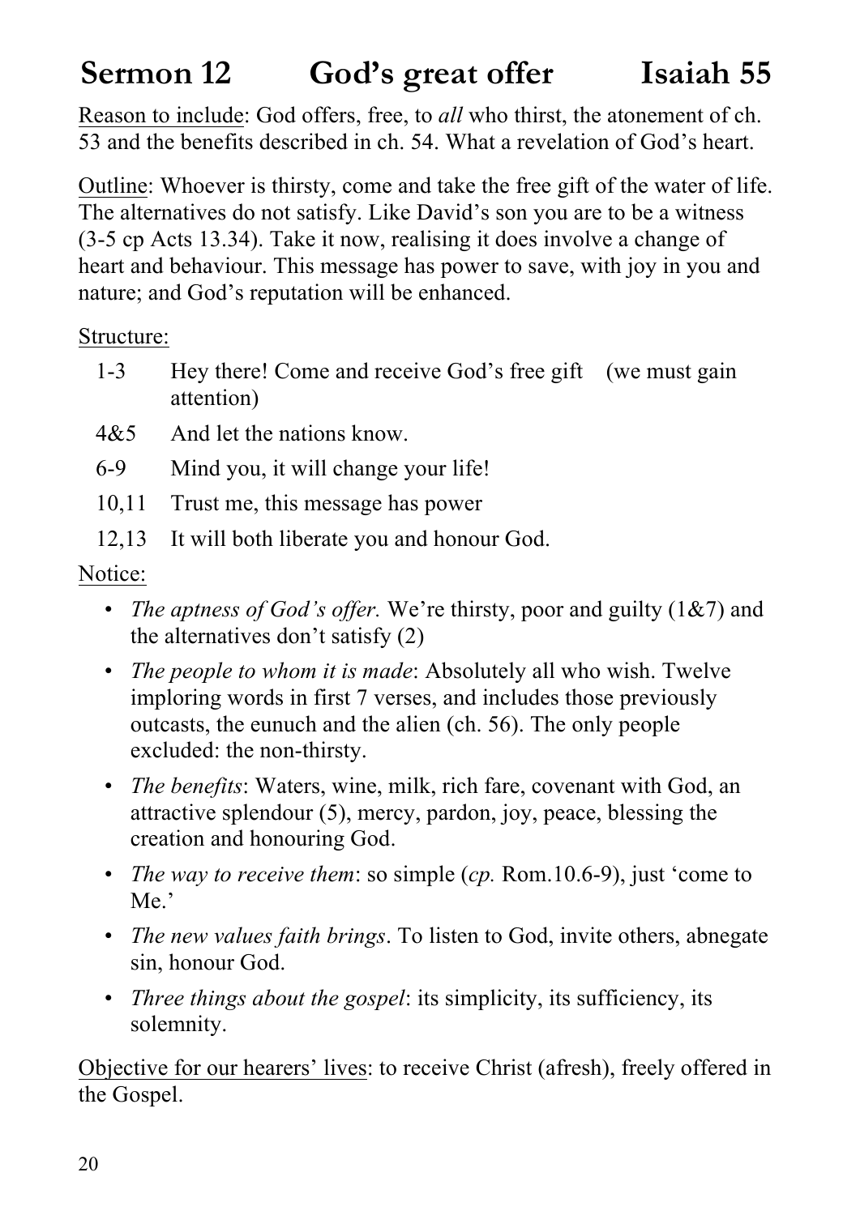# Sermon 12 God's great offer Isaiah 55

Reason to include: God offers, free, to *all* who thirst, the atonement of ch. 53 and the benefits described in ch. 54. What a revelation of God's heart.

Outline: Whoever is thirsty, come and take the free gift of the water of life. The alternatives do not satisfy. Like David's son you are to be a witness (3-5 cp Acts 13.34). Take it now, realising it does involve a change of heart and behaviour. This message has power to save, with joy in you and nature; and God's reputation will be enhanced.

Structure:

- 1-3 Hey there! Come and receive God's free gift (we must gain attention)
- 4&5 And let the nations know.
- 6-9 Mind you, it will change your life!
- 10,11 Trust me, this message has power
- 12,13 It will both liberate you and honour God.

Notice:

- *The aptness of God's offer.* We're thirsty, poor and guilty (1&7) and the alternatives don't satisfy (2)
- *The people to whom it is made*: Absolutely all who wish. Twelve imploring words in first 7 verses, and includes those previously outcasts, the eunuch and the alien (ch. 56). The only people excluded: the non-thirsty.
- *The benefits*: Waters, wine, milk, rich fare, covenant with God, an attractive splendour (5), mercy, pardon, joy, peace, blessing the creation and honouring God.
- *The way to receive them*: so simple (*cp.* Rom.10.6-9), just 'come to Me.'
- *The new values faith brings*. To listen to God, invite others, abnegate sin, honour God.
- *Three things about the gospel*: its simplicity, its sufficiency, its solemnity.

Objective for our hearers' lives: to receive Christ (afresh), freely offered in the Gospel.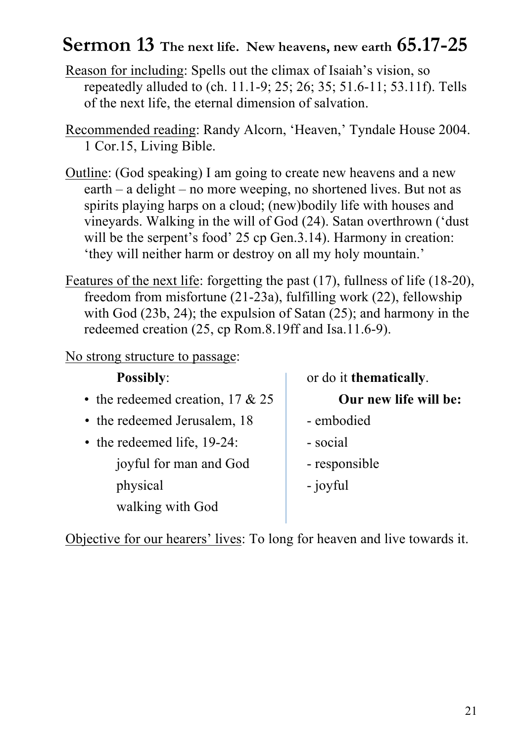# Sermon 13 The next life. New heavens, new earth 65.17-25

<u>Reason for including</u>: Spells out the climax of Isaiah's vision, so repeatedly alluded to (ch. 11.1-9; 25; 26; 35; 51.6-11; 53.11f). Tells of the next life, the eternal dimension of salvation.

<u>Recommended reading</u>: Randy Alcorn, 'Heaven,' Tyndale House 2004. 1 Cor.15, Living Bible.

<u>Outline</u>: (God speaking) I am going to create new heavens and a new earth – a delight – no more weeping, no shortened lives. But not as spirits playing harps on a cloud; (new)bodily life with houses and vineyards. Walking in the will of God (24). Satan overthrown ('dust will be the serpent's food' 25 cp Gen.3.14). Harmony in creation: 'they will neither harm or destroy on all my holy mountain.'

<u>Features of the next life</u>: forgetting the past (17), fullness of life (18-20), freedom from misfortune (21-23a), fulfilling work (22), fellowship with God (23b, 24); the expulsion of Satan (25); and harmony in the redeemed creation (25, cp Rom.8.19ff and Isa.11.6-9).

<u>No strong structure to passage</u>:

**Possibly**:

- the redeemed creation, 17 & 25
- the redeemed Jerusalem, 18
- the redeemed life, 19-24:
  - joyful for man and God
  - physical
  - walking with God

or do it **thematically**.

**Our new life will be:**

- embodied
- social
- responsible
- joyful

<u>Objective for our hearers' lives</u>: To long for heaven and live towards it.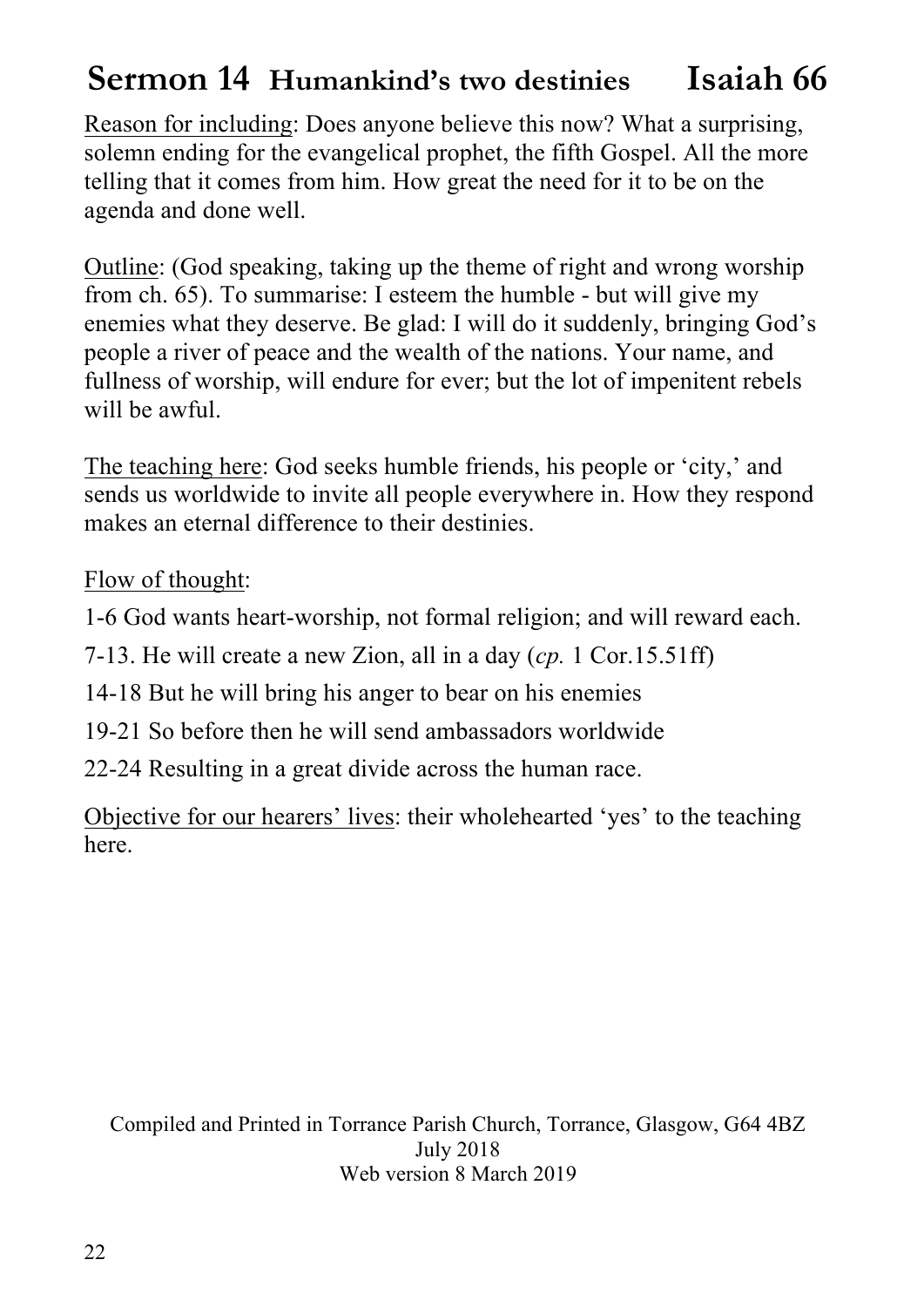# Sermon 14 Humankind's two destinies Isaiah 66

Reason for including: Does anyone believe this now? What a surprising, solemn ending for the evangelical prophet, the fifth Gospel. All the more telling that it comes from him. How great the need for it to be on the agenda and done well.

Outline: (God speaking, taking up the theme of right and wrong worship from ch. 65). To summarise: I esteem the humble - but will give my enemies what they deserve. Be glad: I will do it suddenly, bringing God's people a river of peace and the wealth of the nations. Your name, and fullness of worship, will endure for ever; but the lot of impenitent rebels will be awful.

The teaching here: God seeks humble friends, his people or 'city,' and sends us worldwide to invite all people everywhere in. How they respond makes an eternal difference to their destinies.

Flow of thought:

1-6 God wants heart-worship, not formal religion; and will reward each.

7-13. He will create a new Zion, all in a day (*cp.* 1 Cor.15.51ff)

14-18 But he will bring his anger to bear on his enemies

19-21 So before then he will send ambassadors worldwide

22-24 Resulting in a great divide across the human race.

Objective for our hearers' lives: their wholehearted 'yes' to the teaching here.

Compiled and Printed in Torrance Parish Church, Torrance, Glasgow, G64 4BZ
July 2018
Web version 8 March 2019